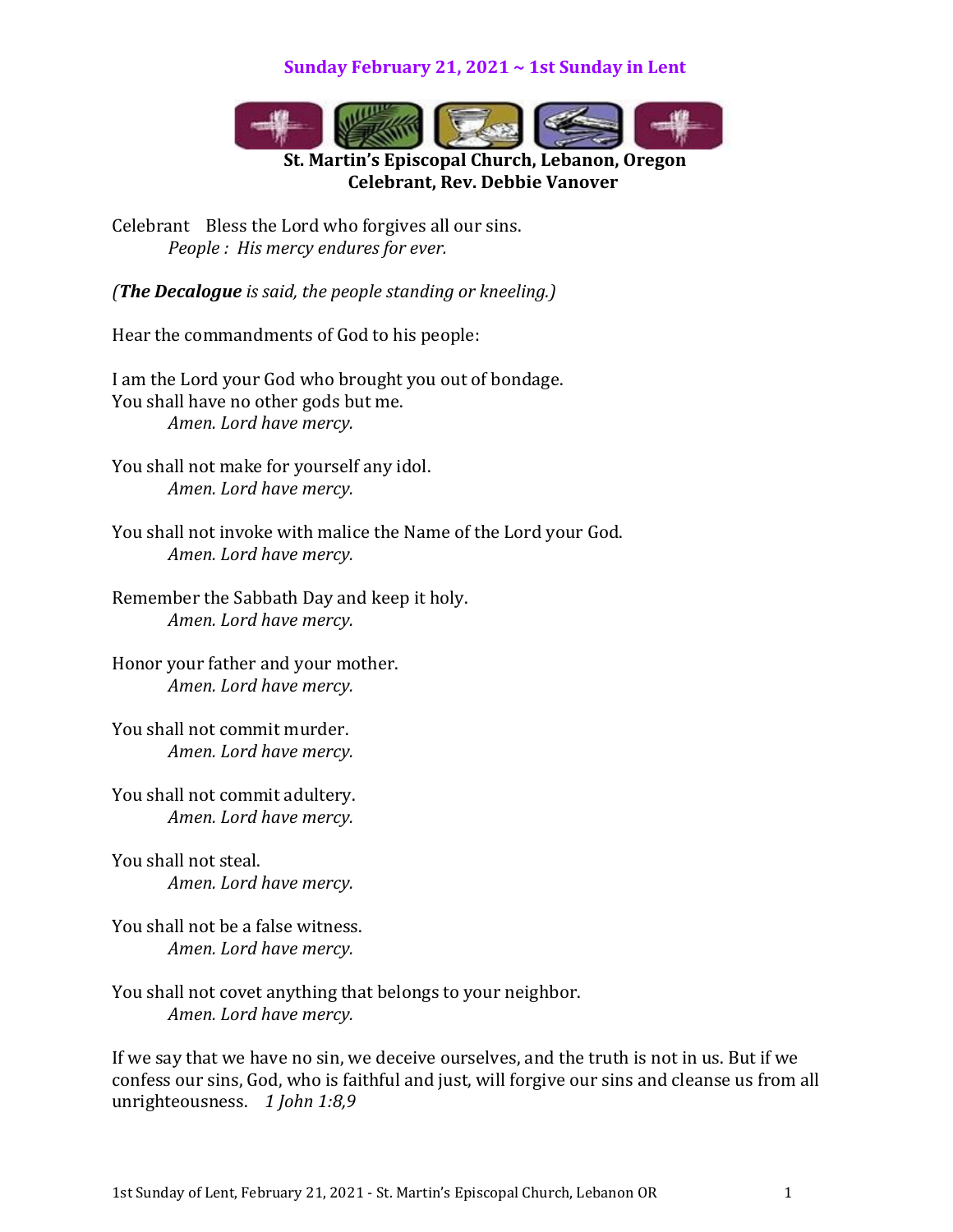## Sunday February 21, 2021 ~ 1st Sunday in Lent

**St. Martin's Episcopal Church, Lebanon, Oregon**
**Celebrant, Rev. Debbie Vanover**

Celebrant Bless the Lord who forgives all our sins.
*People : His mercy endures for ever.*

*(**The Decalogue** is said, the people standing or kneeling.)*

Hear the commandments of God to his people:

I am the Lord your God who brought you out of bondage.
You shall have no other gods but me.
*Amen. Lord have mercy.*

You shall not make for yourself any idol.
*Amen. Lord have mercy.*

You shall not invoke with malice the Name of the Lord your God.
*Amen. Lord have mercy.*

Remember the Sabbath Day and keep it holy.
*Amen. Lord have mercy.*

Honor your father and your mother.
*Amen. Lord have mercy.*

You shall not commit murder.
*Amen. Lord have mercy.*

You shall not commit adultery.
*Amen. Lord have mercy.*

You shall not steal.
*Amen. Lord have mercy.*

You shall not be a false witness.
*Amen. Lord have mercy.*

You shall not covet anything that belongs to your neighbor.
*Amen. Lord have mercy.*

If we say that we have no sin, we deceive ourselves, and the truth is not in us. But if we confess our sins, God, who is faithful and just, will forgive our sins and cleanse us from all unrighteousness. *1 John 1:8,9*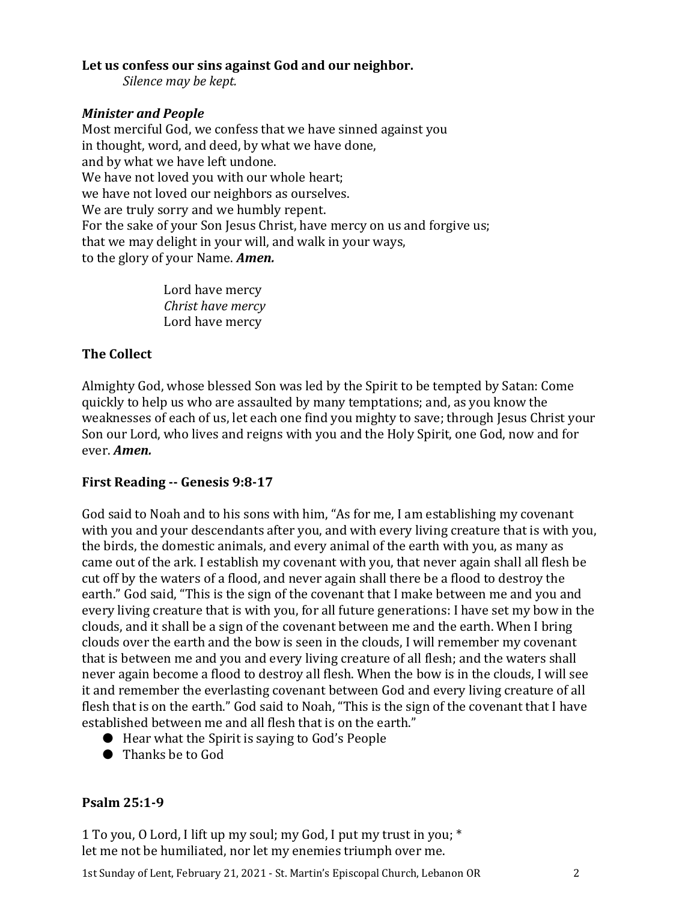**Let us confess our sins against God and our neighbor.**

*Silence may be kept.*

***Minister and People***

Most merciful God, we confess that we have sinned against you
in thought, word, and deed, by what we have done,
and by what we have left undone.
We have not loved you with our whole heart;
we have not loved our neighbors as ourselves.
We are truly sorry and we humbly repent.
For the sake of your Son Jesus Christ, have mercy on us and forgive us;
that we may delight in your will, and walk in your ways,
to the glory of your Name. ***Amen.***

Lord have mercy
*Christ have mercy*
Lord have mercy

**The Collect**

Almighty God, whose blessed Son was led by the Spirit to be tempted by Satan: Come quickly to help us who are assaulted by many temptations; and, as you know the weaknesses of each of us, let each one find you mighty to save; through Jesus Christ your Son our Lord, who lives and reigns with you and the Holy Spirit, one God, now and for ever. ***Amen.***

**First Reading -- Genesis 9:8-17**

God said to Noah and to his sons with him, "As for me, I am establishing my covenant with you and your descendants after you, and with every living creature that is with you, the birds, the domestic animals, and every animal of the earth with you, as many as came out of the ark. I establish my covenant with you, that never again shall all flesh be cut off by the waters of a flood, and never again shall there be a flood to destroy the earth." God said, "This is the sign of the covenant that I make between me and you and every living creature that is with you, for all future generations: I have set my bow in the clouds, and it shall be a sign of the covenant between me and the earth. When I bring clouds over the earth and the bow is seen in the clouds, I will remember my covenant that is between me and you and every living creature of all flesh; and the waters shall never again become a flood to destroy all flesh. When the bow is in the clouds, I will see it and remember the everlasting covenant between God and every living creature of all flesh that is on the earth." God said to Noah, "This is the sign of the covenant that I have established between me and all flesh that is on the earth."

- Hear what the Spirit is saying to God's People
- Thanks be to God

**Psalm 25:1-9**

1 To you, O Lord, I lift up my soul; my God, I put my trust in you; *
let me not be humiliated, nor let my enemies triumph over me.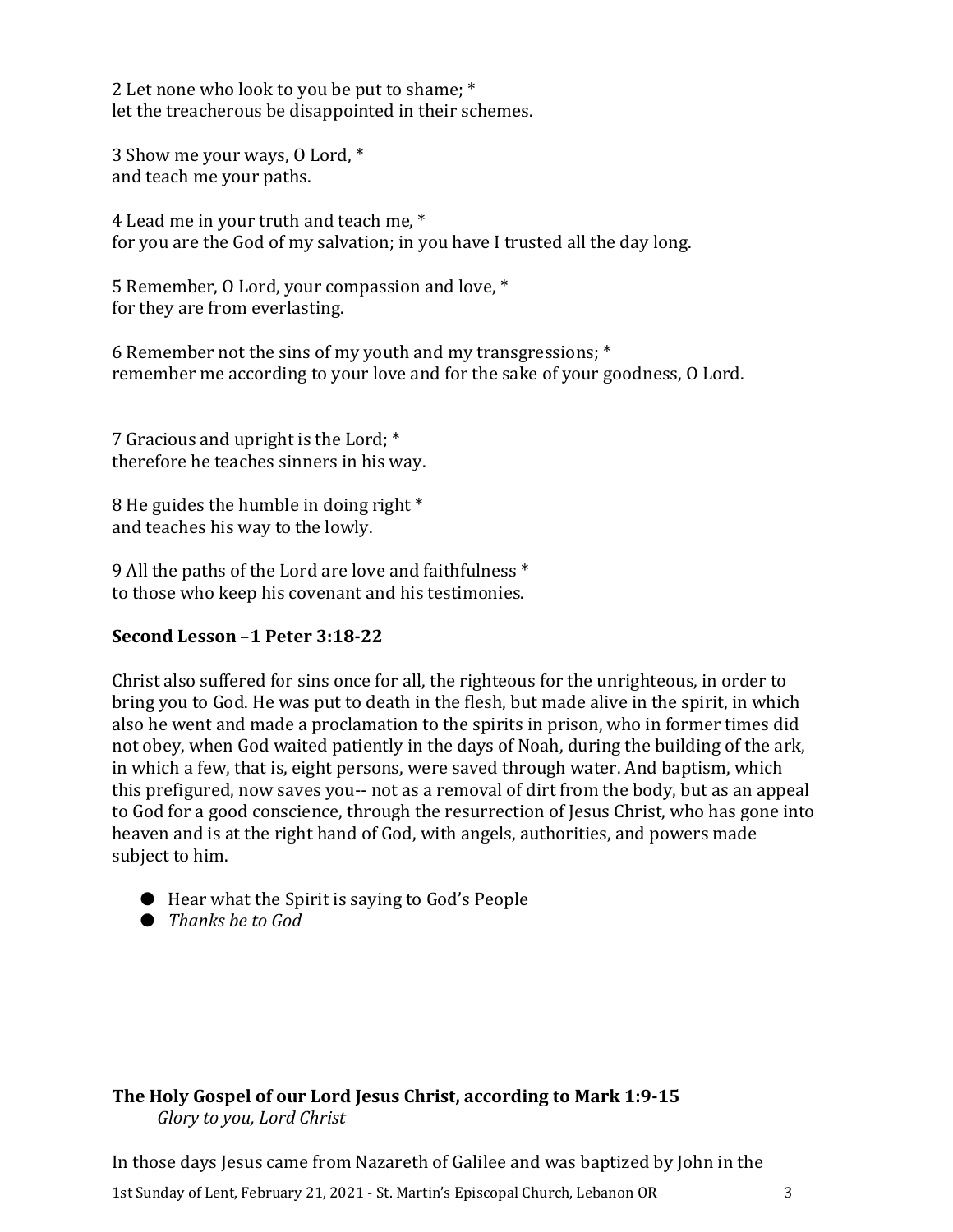2 Let none who look to you be put to shame; *
let the treacherous be disappointed in their schemes.

3 Show me your ways, O Lord, *
and teach me your paths.

4 Lead me in your truth and teach me, *
for you are the God of my salvation; in you have I trusted all the day long.

5 Remember, O Lord, your compassion and love, *
for they are from everlasting.

6 Remember not the sins of my youth and my transgressions; *
remember me according to your love and for the sake of your goodness, O Lord.

7 Gracious and upright is the Lord; *
therefore he teaches sinners in his way.

8 He guides the humble in doing right *
and teaches his way to the lowly.

9 All the paths of the Lord are love and faithfulness *
to those who keep his covenant and his testimonies.

**Second Lesson –1 Peter 3:18-22**

Christ also suffered for sins once for all, the righteous for the unrighteous, in order to bring you to God. He was put to death in the flesh, but made alive in the spirit, in which also he went and made a proclamation to the spirits in prison, who in former times did not obey, when God waited patiently in the days of Noah, during the building of the ark, in which a few, that is, eight persons, were saved through water. And baptism, which this prefigured, now saves you-- not as a removal of dirt from the body, but as an appeal to God for a good conscience, through the resurrection of Jesus Christ, who has gone into heaven and is at the right hand of God, with angels, authorities, and powers made subject to him.

- Hear what the Spirit is saying to God's People
- *Thanks be to God*

**The Holy Gospel of our Lord Jesus Christ, according to Mark 1:9-15**
*Glory to you, Lord Christ*

In those days Jesus came from Nazareth of Galilee and was baptized by John in the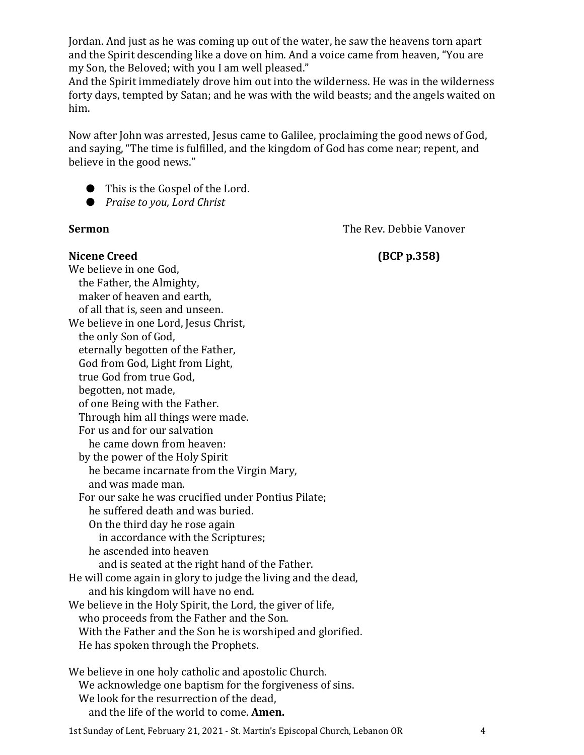Jordan. And just as he was coming up out of the water, he saw the heavens torn apart and the Spirit descending like a dove on him. And a voice came from heaven, "You are my Son, the Beloved; with you I am well pleased."
And the Spirit immediately drove him out into the wilderness. He was in the wilderness forty days, tempted by Satan; and he was with the wild beasts; and the angels waited on him.

Now after John was arrested, Jesus came to Galilee, proclaiming the good news of God, and saying, "The time is fulfilled, and the kingdom of God has come near; repent, and believe in the good news."

- This is the Gospel of the Lord.
- *Praise to you, Lord Christ*

**Sermon** The Rev. Debbie Vanover

**Nicene Creed** **(BCP p.358)**

We believe in one God,
the Father, the Almighty,
maker of heaven and earth,
of all that is, seen and unseen.
We believe in one Lord, Jesus Christ,
the only Son of God,
eternally begotten of the Father,
God from God, Light from Light,
true God from true God,
begotten, not made,
of one Being with the Father.
Through him all things were made.
For us and for our salvation
he came down from heaven:
by the power of the Holy Spirit
he became incarnate from the Virgin Mary,
and was made man.
For our sake he was crucified under Pontius Pilate;
he suffered death and was buried.
On the third day he rose again
in accordance with the Scriptures;
he ascended into heaven
and is seated at the right hand of the Father.
He will come again in glory to judge the living and the dead,
and his kingdom will have no end.
We believe in the Holy Spirit, the Lord, the giver of life,
who proceeds from the Father and the Son.
With the Father and the Son he is worshiped and glorified.
He has spoken through the Prophets.

We believe in one holy catholic and apostolic Church.
We acknowledge one baptism for the forgiveness of sins.
We look for the resurrection of the dead,
and the life of the world to come. **Amen.**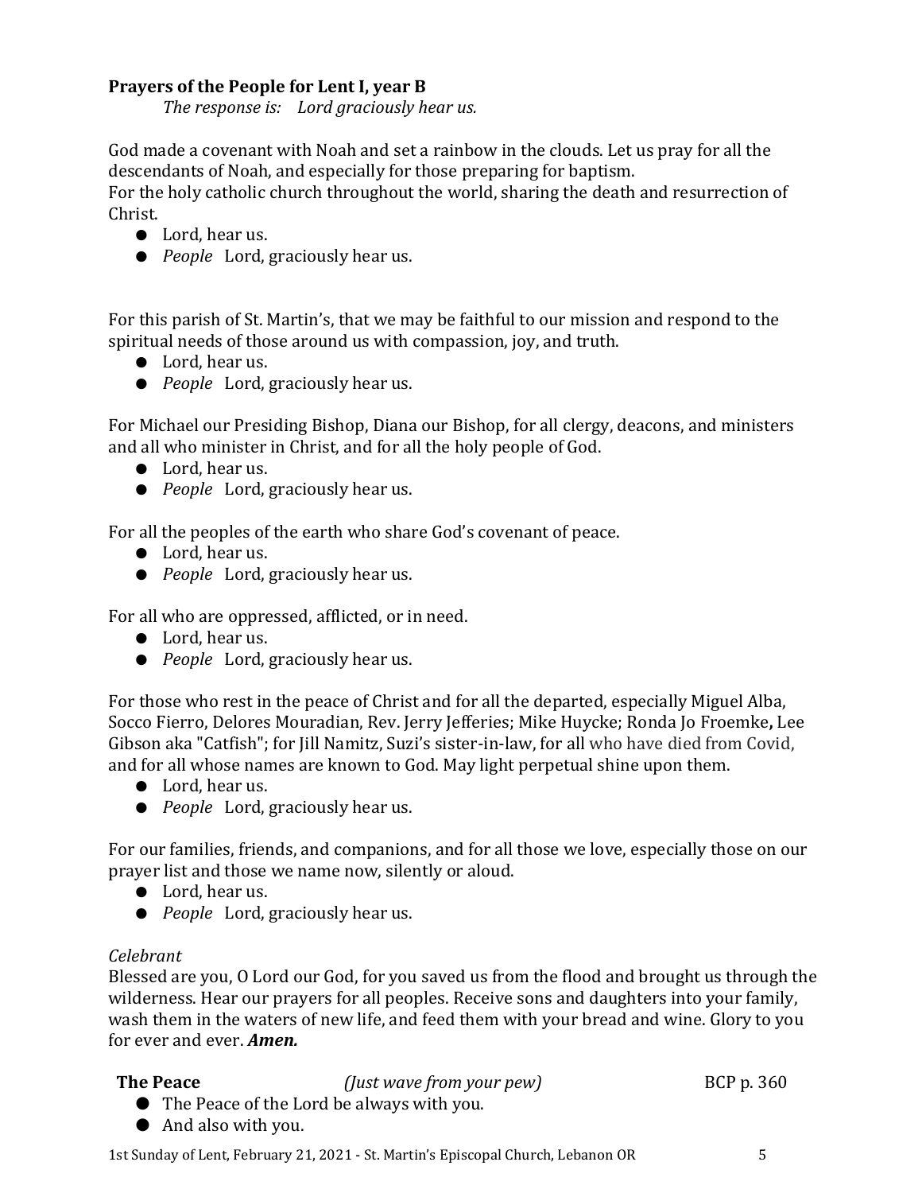**Prayers of the People for Lent I, year B**

*The response is: Lord graciously hear us.*

God made a covenant with Noah and set a rainbow in the clouds. Let us pray for all the descendants of Noah, and especially for those preparing for baptism.
For the holy catholic church throughout the world, sharing the death and resurrection of Christ.

- Lord, hear us.
- *People* Lord, graciously hear us.

For this parish of St. Martin's, that we may be faithful to our mission and respond to the spiritual needs of those around us with compassion, joy, and truth.

- Lord, hear us.
- *People* Lord, graciously hear us.

For Michael our Presiding Bishop, Diana our Bishop, for all clergy, deacons, and ministers and all who minister in Christ, and for all the holy people of God.

- Lord, hear us.
- *People* Lord, graciously hear us.

For all the peoples of the earth who share God's covenant of peace.

- Lord, hear us.
- *People* Lord, graciously hear us.

For all who are oppressed, afflicted, or in need.

- Lord, hear us.
- *People* Lord, graciously hear us.

For those who rest in the peace of Christ and for all the departed, especially Miguel Alba, Socco Fierro, Delores Mouradian, Rev. Jerry Jefferies; Mike Huycke; Ronda Jo Froemke**,** Lee Gibson aka "Catfish"; for Jill Namitz, Suzi's sister-in-law, for all who have died from Covid, and for all whose names are known to God. May light perpetual shine upon them.

- Lord, hear us.
- *People* Lord, graciously hear us.

For our families, friends, and companions, and for all those we love, especially those on our prayer list and those we name now, silently or aloud.

- Lord, hear us.
- *People* Lord, graciously hear us.

*Celebrant*
Blessed are you, O Lord our God, for you saved us from the flood and brought us through the wilderness. Hear our prayers for all peoples. Receive sons and daughters into your family, wash them in the waters of new life, and feed them with your bread and wine. Glory to you for ever and ever. ***Amen.***

**The Peace** *(Just wave from your pew)* BCP p. 360

- The Peace of the Lord be always with you.
- And also with you.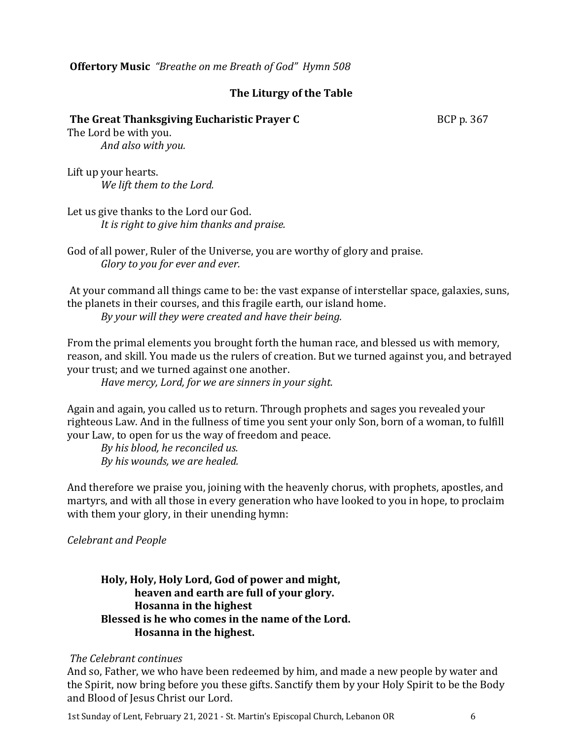**Offertory Music** *"Breathe on me Breath of God" Hymn 508*

## The Liturgy of the Table

**The Great Thanksgiving Eucharistic Prayer C** BCP p. 367

The Lord be with you.
*And also with you.*

Lift up your hearts.
*We lift them to the Lord.*

Let us give thanks to the Lord our God.
*It is right to give him thanks and praise.*

God of all power, Ruler of the Universe, you are worthy of glory and praise.
*Glory to you for ever and ever.*

At your command all things came to be: the vast expanse of interstellar space, galaxies, suns, the planets in their courses, and this fragile earth, our island home.
*By your will they were created and have their being.*

From the primal elements you brought forth the human race, and blessed us with memory, reason, and skill. You made us the rulers of creation. But we turned against you, and betrayed your trust; and we turned against one another.
*Have mercy, Lord, for we are sinners in your sight.*

Again and again, you called us to return. Through prophets and sages you revealed your righteous Law. And in the fullness of time you sent your only Son, born of a woman, to fulfill your Law, to open for us the way of freedom and peace.
*By his blood, he reconciled us.*
*By his wounds, we are healed.*

And therefore we praise you, joining with the heavenly chorus, with prophets, apostles, and martyrs, and with all those in every generation who have looked to you in hope, to proclaim with them your glory, in their unending hymn:

*Celebrant and People*

**Holy, Holy, Holy Lord, God of power and might,**
**heaven and earth are full of your glory.**
**Hosanna in the highest**
**Blessed is he who comes in the name of the Lord.**
**Hosanna in the highest.**

*The Celebrant continues*
And so, Father, we who have been redeemed by him, and made a new people by water and the Spirit, now bring before you these gifts. Sanctify them by your Holy Spirit to be the Body and Blood of Jesus Christ our Lord.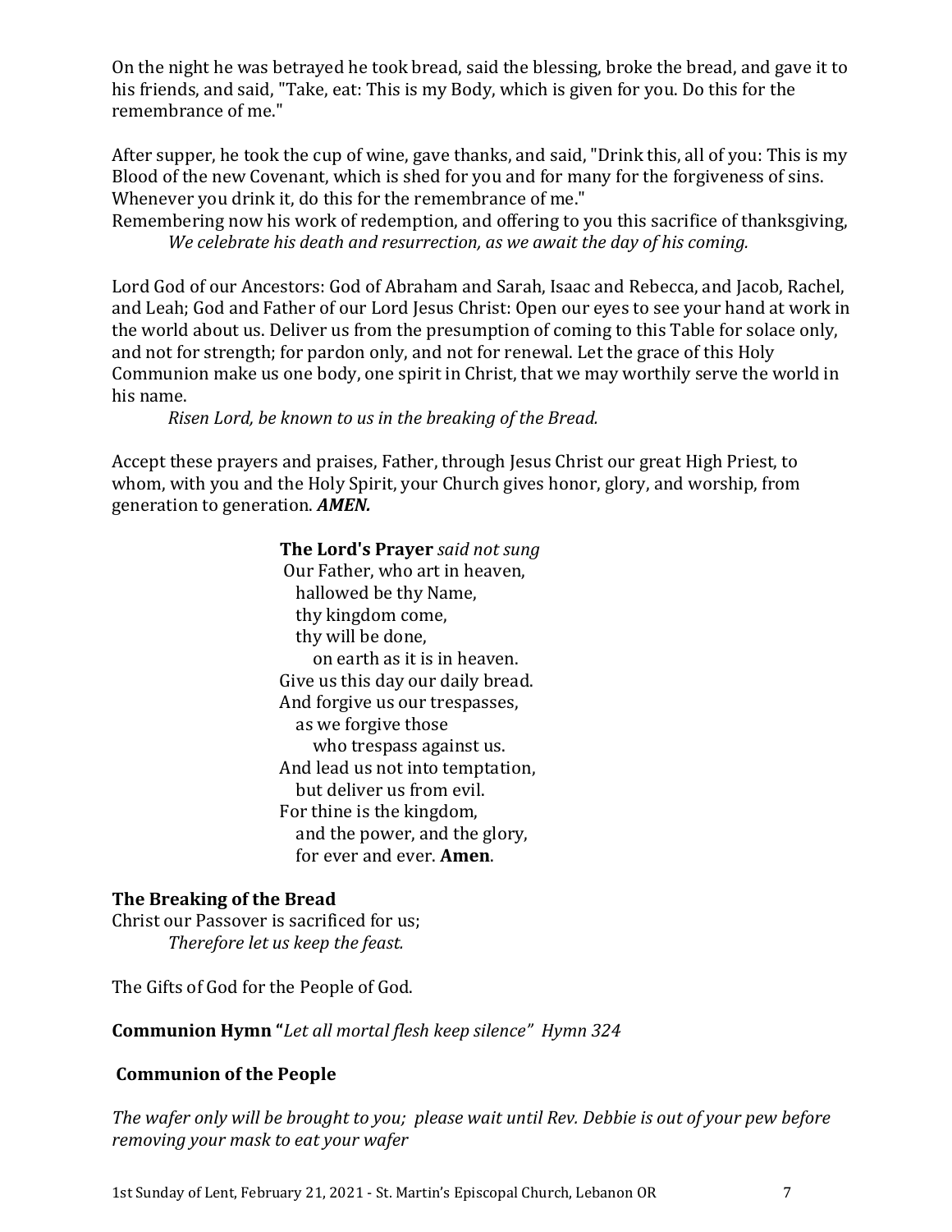On the night he was betrayed he took bread, said the blessing, broke the bread, and gave it to his friends, and said, "Take, eat: This is my Body, which is given for you. Do this for the remembrance of me."

After supper, he took the cup of wine, gave thanks, and said, "Drink this, all of you: This is my Blood of the new Covenant, which is shed for you and for many for the forgiveness of sins. Whenever you drink it, do this for the remembrance of me."
Remembering now his work of redemption, and offering to you this sacrifice of thanksgiving,

*We celebrate his death and resurrection, as we await the day of his coming.*

Lord God of our Ancestors: God of Abraham and Sarah, Isaac and Rebecca, and Jacob, Rachel, and Leah; God and Father of our Lord Jesus Christ: Open our eyes to see your hand at work in the world about us. Deliver us from the presumption of coming to this Table for solace only, and not for strength; for pardon only, and not for renewal. Let the grace of this Holy Communion make us one body, one spirit in Christ, that we may worthily serve the world in his name.

*Risen Lord, be known to us in the breaking of the Bread.*

Accept these prayers and praises, Father, through Jesus Christ our great High Priest, to whom, with you and the Holy Spirit, your Church gives honor, glory, and worship, from generation to generation. ***AMEN.***

**The Lord's Prayer** *said not sung*

Our Father, who art in heaven,
hallowed be thy Name,
thy kingdom come,
thy will be done,
on earth as it is in heaven.
Give us this day our daily bread.
And forgive us our trespasses,
as we forgive those
who trespass against us.
And lead us not into temptation,
but deliver us from evil.
For thine is the kingdom,
and the power, and the glory,
for ever and ever. **Amen**.

**The Breaking of the Bread**

Christ our Passover is sacrificed for us;

*Therefore let us keep the feast.*

The Gifts of God for the People of God.

**Communion Hymn "***Let all mortal flesh keep silence" Hymn 324*

**Communion of the People**

*The wafer only will be brought to you; please wait until Rev. Debbie is out of your pew before removing your mask to eat your wafer*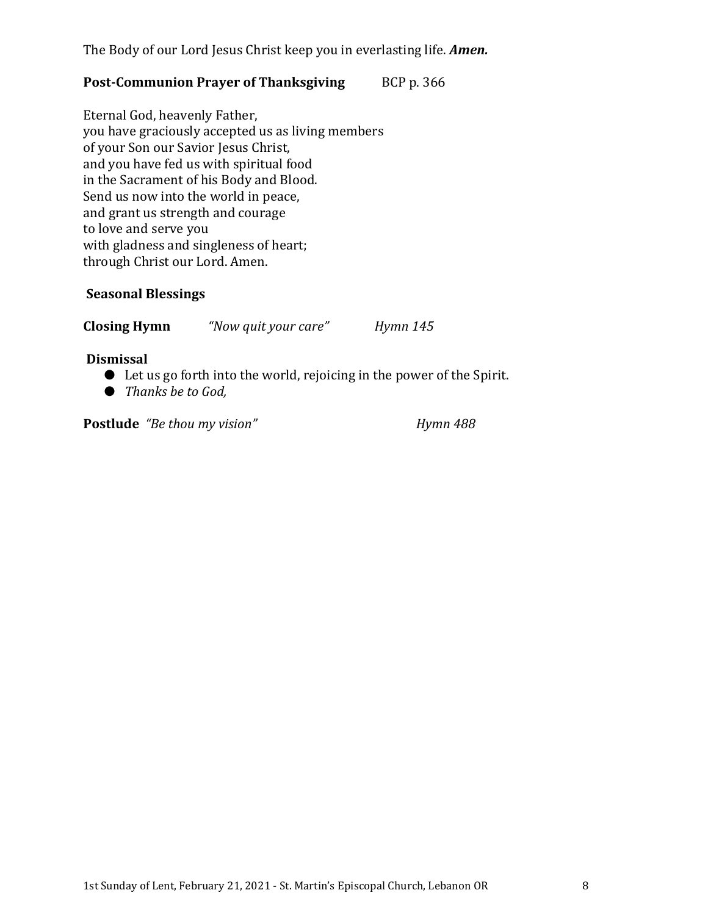The Body of our Lord Jesus Christ keep you in everlasting life. ***Amen.***

**Post-Communion Prayer of Thanksgiving** BCP p. 366

Eternal God, heavenly Father,
you have graciously accepted us as living members
of your Son our Savior Jesus Christ,
and you have fed us with spiritual food
in the Sacrament of his Body and Blood.
Send us now into the world in peace,
and grant us strength and courage
to love and serve you
with gladness and singleness of heart;
through Christ our Lord. Amen.

**Seasonal Blessings**

**Closing Hymn** *"Now quit your care"* *Hymn 145*

**Dismissal**

- Let us go forth into the world, rejoicing in the power of the Spirit.
- *Thanks be to God,*

**Postlude** *"Be thou my vision"* *Hymn 488*